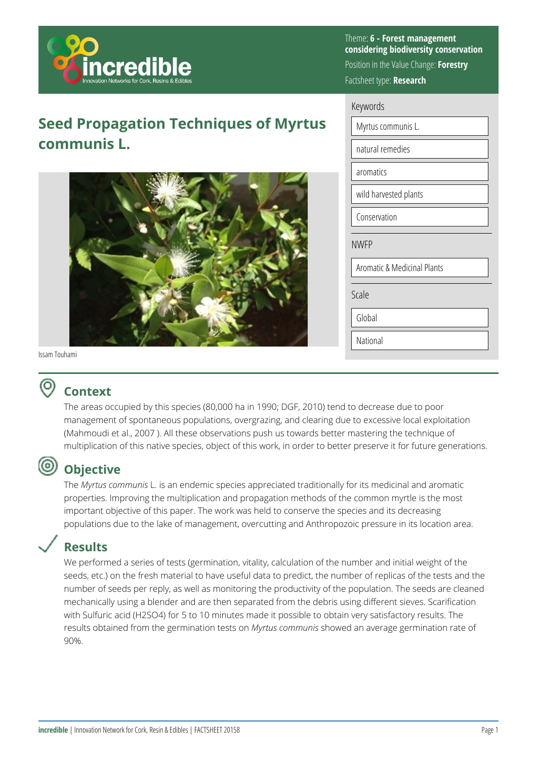Theme: **6 - Forest management considering biodiversity conservation**

Position in the Value Change: **Forestry**

Factsheet type: **Research**

# Seed Propagation Techniques of Myrtus communis L.

Issam Touhami

Keywords

- Myrtus communis L.
- natural remedies
- aromatics
- wild harvested plants
- Conservation

NWFP

- Aromatic & Medicinal Plants

Scale

- Global
- National

## Context

The areas occupied by this species (80,000 ha in 1990; DGF, 2010) tend to decrease due to poor management of spontaneous populations, overgrazing, and clearing due to excessive local exploitation (Mahmoudi et al., 2007 ). All these observations push us towards better mastering the technique of multiplication of this native species, object of this work, in order to better preserve it for future generations.

## Objective

The *Myrtus communis* L. is an endemic species appreciated traditionally for its medicinal and aromatic properties. Improving the multiplication and propagation methods of the common myrtle is the most important objective of this paper. The work was held to conserve the species and its decreasing populations due to the lake of management, overcutting and Anthropozoic pressure in its location area.

## Results

We performed a series of tests (germination, vitality, calculation of the number and initial weight of the seeds, etc.) on the fresh material to have useful data to predict, the number of replicas of the tests and the number of seeds per reply, as well as monitoring the productivity of the population. The seeds are cleaned mechanically using a blender and are then separated from the debris using different sieves. Scarification with Sulfuric acid ($H_2SO_4$) for 5 to 10 minutes made it possible to obtain very satisfactory results. The results obtained from the germination tests on *Myrtus communis* showed an average germination rate of 90%.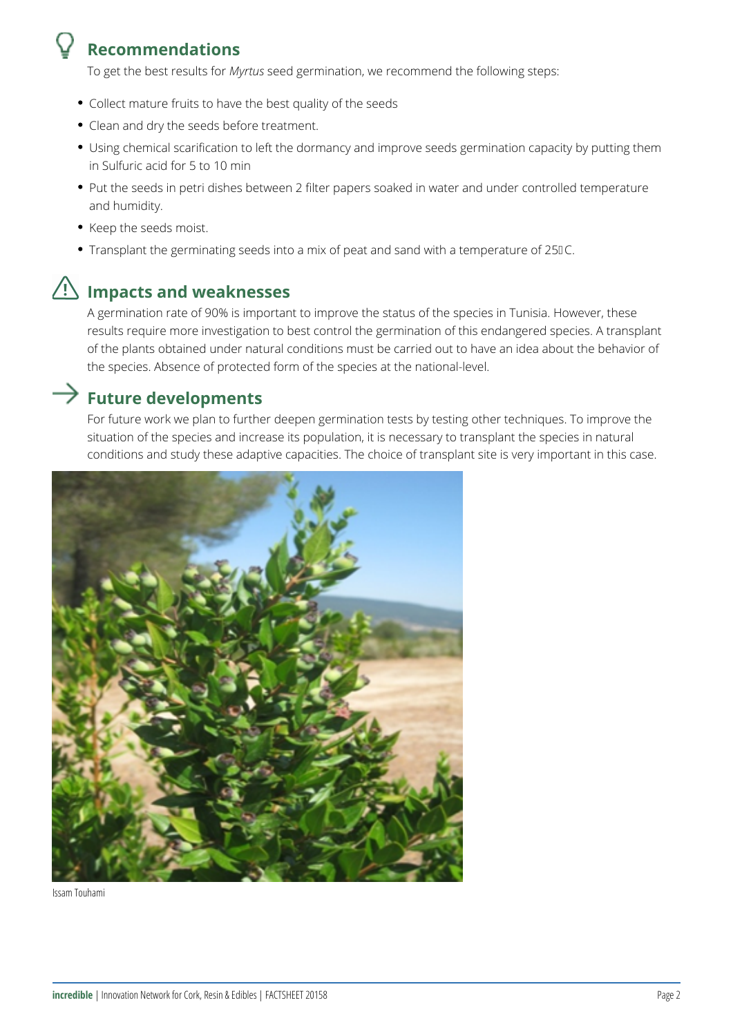## Recommendations

To get the best results for *Myrtus* seed germination, we recommend the following steps:

- Collect mature fruits to have the best quality of the seeds
- Clean and dry the seeds before treatment.
- Using chemical scarification to left the dormancy and improve seeds germination capacity by putting them in Sulfuric acid for 5 to 10 min
- Put the seeds in petri dishes between 2 filter papers soaked in water and under controlled temperature and humidity.
- Keep the seeds moist.
- Transplant the germinating seeds into a mix of peat and sand with a temperature of 25°C.

## Impacts and weaknesses

A germination rate of 90% is important to improve the status of the species in Tunisia. However, these results require more investigation to best control the germination of this endangered species. A transplant of the plants obtained under natural conditions must be carried out to have an idea about the behavior of the species. Absence of protected form of the species at the national-level.

## Future developments

For future work we plan to further deepen germination tests by testing other techniques. To improve the situation of the species and increase its population, it is necessary to transplant the species in natural conditions and study these adaptive capacities. The choice of transplant site is very important in this case.

Issam Touhami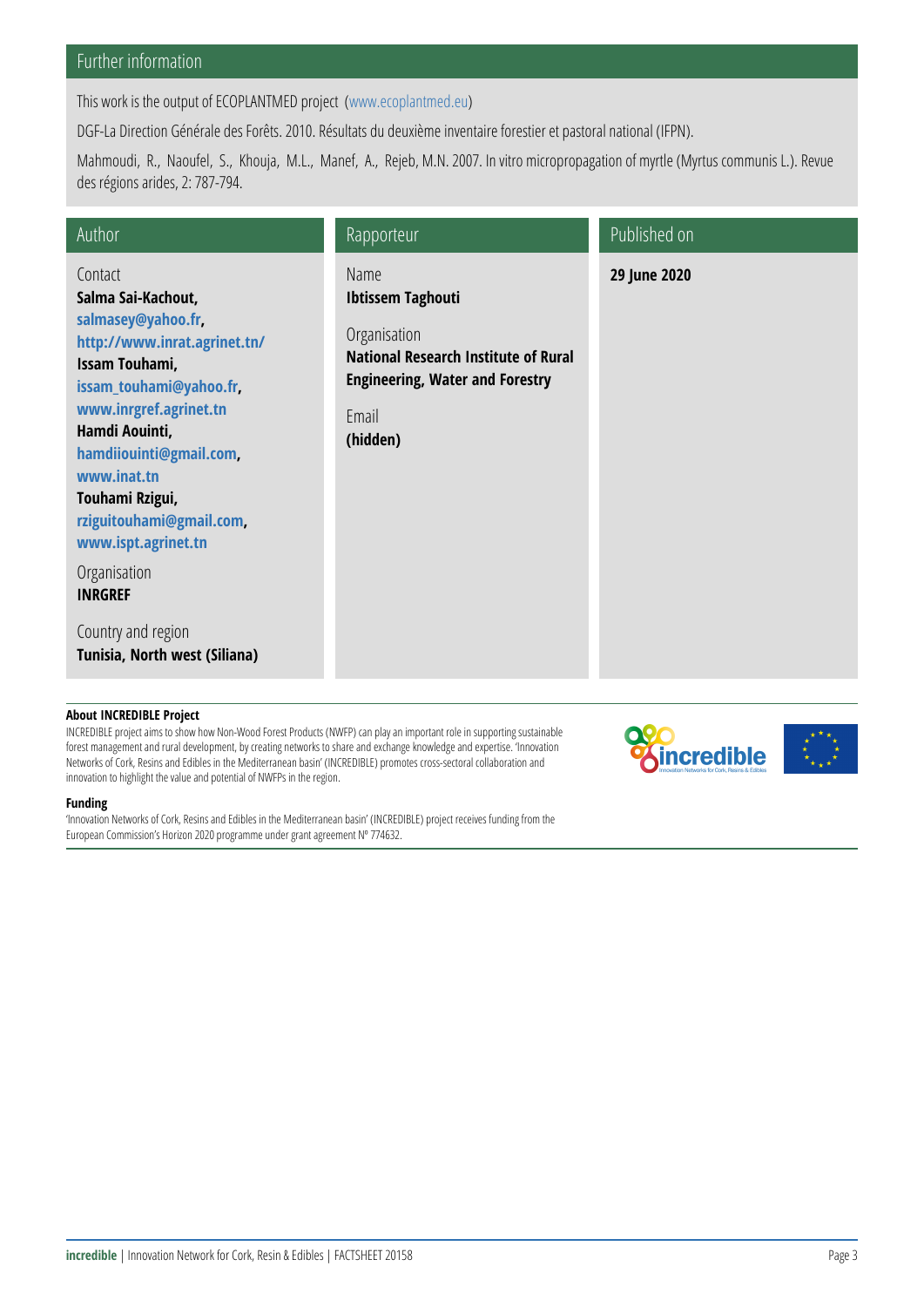## Further information

This work is the output of ECOPLANTMED project (www.ecoplantmed.eu)

DGF-La Direction Générale des Forêts. 2010. Résultats du deuxième inventaire forestier et pastoral national (IFPN).

Mahmoudi, R., Naoufel, S., Khouja, M.L., Manef, A., Rejeb, M.N. 2007. In vitro micropropagation of myrtle (Myrtus communis L.). Revue des régions arides, 2: 787-794.

## Author

Contact
**Salma Sai-Kachout,**
**salmasey@yahoo.fr,**
**http://www.inrat.agrinet.tn/**
**Issam Touhami,**
**issam_touhami@yahoo.fr,**
**www.inrgref.agrinet.tn**
**Hamdi Aouinti,**
**hamdiiouinti@gmail.com,**
**www.inat.tn**
**Touhami Rzigui,**
**rziguitouhami@gmail.com,**
**www.ispt.agrinet.tn**

Organisation
**INRGREF**

Country and region
**Tunisia, North west (Siliana)**

## Rapporteur

Name
**Ibtissem Taghouti**

Organisation
**National Research Institute of Rural Engineering, Water and Forestry**

Email
**(hidden)**

## Published on

**29 June 2020**

**About INCREDIBLE Project**

INCREDIBLE project aims to show how Non-Wood Forest Products (NWFP) can play an important role in supporting sustainable forest management and rural development, by creating networks to share and exchange knowledge and expertise. 'Innovation Networks of Cork, Resins and Edibles in the Mediterranean basin' (INCREDIBLE) promotes cross-sectoral collaboration and innovation to highlight the value and potential of NWFPs in the region.

**Funding**

'Innovation Networks of Cork, Resins and Edibles in the Mediterranean basin' (INCREDIBLE) project receives funding from the European Commission's Horizon 2020 programme under grant agreement Nº 774632.